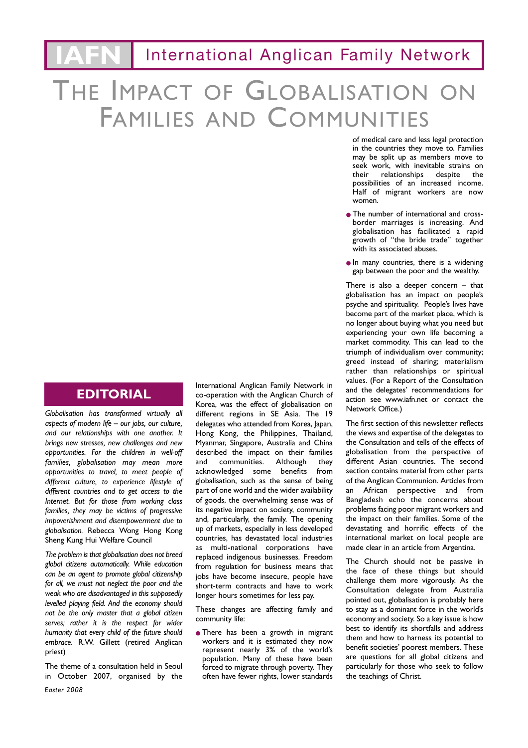# IAFN International Anglican Family Network

# The Impact of Globalisation on Families and Communities

## EDITORIAL

*Globalisation has transformed virtually all aspects of modern life – our jobs, our culture, and our relationships with one another. It brings new stresses, new challenges and new opportunities. For the children in well-off families, globalisation may mean more opportunities to travel, to meet people of different culture, to experience lifestyle of different countries and to get access to the Internet. But for those from working class families, they may be victims of progressive impoverishment and disempowerment due to globalisation.* Rebecca Wong Hong Kong Sheng Kung Hui Welfare Council

*The problem is that globalisation does not breed global citizens automatically. While education can be an agent to promote global citizenship for all, we must not neglect the poor and the weak who are disadvantaged in this supposedly levelled playing field. And the economy should not be the only master that a global citizen serves; rather it is the respect for wider humanity that every child of the future should embrace.* R.W. Gillett (retired Anglican priest)

The theme of a consultation held in Seoul in October 2007, organised by the International Anglican Family Network in co-operation with the Anglican Church of Korea, was the effect of globalisation on different regions in SE Asia. The 19 delegates who attended from Korea, Japan, Hong Kong, the Philippines, Thailand, Myanmar, Singapore, Australia and China described the impact on their families and communities. Although they acknowledged some benefits from globalisation, such as the sense of being part of one world and the wider availability of goods, the overwhelming sense was of its negative impact on society, community and, particularly, the family. The opening up of markets, especially in less developed countries, has devastated local industries as multi-national corporations have replaced indigenous businesses. Freedom from regulation for business means that jobs have become insecure, people have short-term contracts and have to work longer hours sometimes for less pay.

These changes are affecting family and community life:

- There has been a growth in migrant workers and it is estimated they now represent nearly 3% of the world's population. Many of these have been forced to migrate through poverty. They often have fewer rights, lower standards of medical care and less legal protection in the countries they move to. Families may be split up as members move to seek work, with inevitable strains on their relationships despite the possibilities of an increased income. Half of migrant workers are now women.
- The number of international and cross-border marriages is increasing. And globalisation has facilitated a rapid growth of "the bride trade" together with its associated abuses.
- In many countries, there is a widening gap between the poor and the wealthy.

There is also a deeper concern – that globalisation has an impact on people's psyche and spirituality. People's lives have become part of the market place, which is no longer about buying what you need but experiencing your own life becoming a market commodity. This can lead to the triumph of individualism over community; greed instead of sharing; materialism rather than relationships or spiritual values. (For a Report of the Consultation and the delegates' recommendations for action see www.iafn.net or contact the Network Office.)

The first section of this newsletter reflects the views and expertise of the delegates to the Consultation and tells of the effects of globalisation from the perspective of different Asian countries. The second section contains material from other parts of the Anglican Communion. Articles from an African perspective and from Bangladesh echo the concerns about problems facing poor migrant workers and the impact on their families. Some of the devastating and horrific effects of the international market on local people are made clear in an article from Argentina.

The Church should not be passive in the face of these things but should challenge them more vigorously. As the Consultation delegate from Australia pointed out, globalisation is probably here to stay as a dominant force in the world's economy and society. So a key issue is how best to identify its shortfalls and address them and how to harness its potential to benefit societies' poorest members. These are questions for all global citizens and particularly for those who seek to follow the teachings of Christ.

*Easter 2008*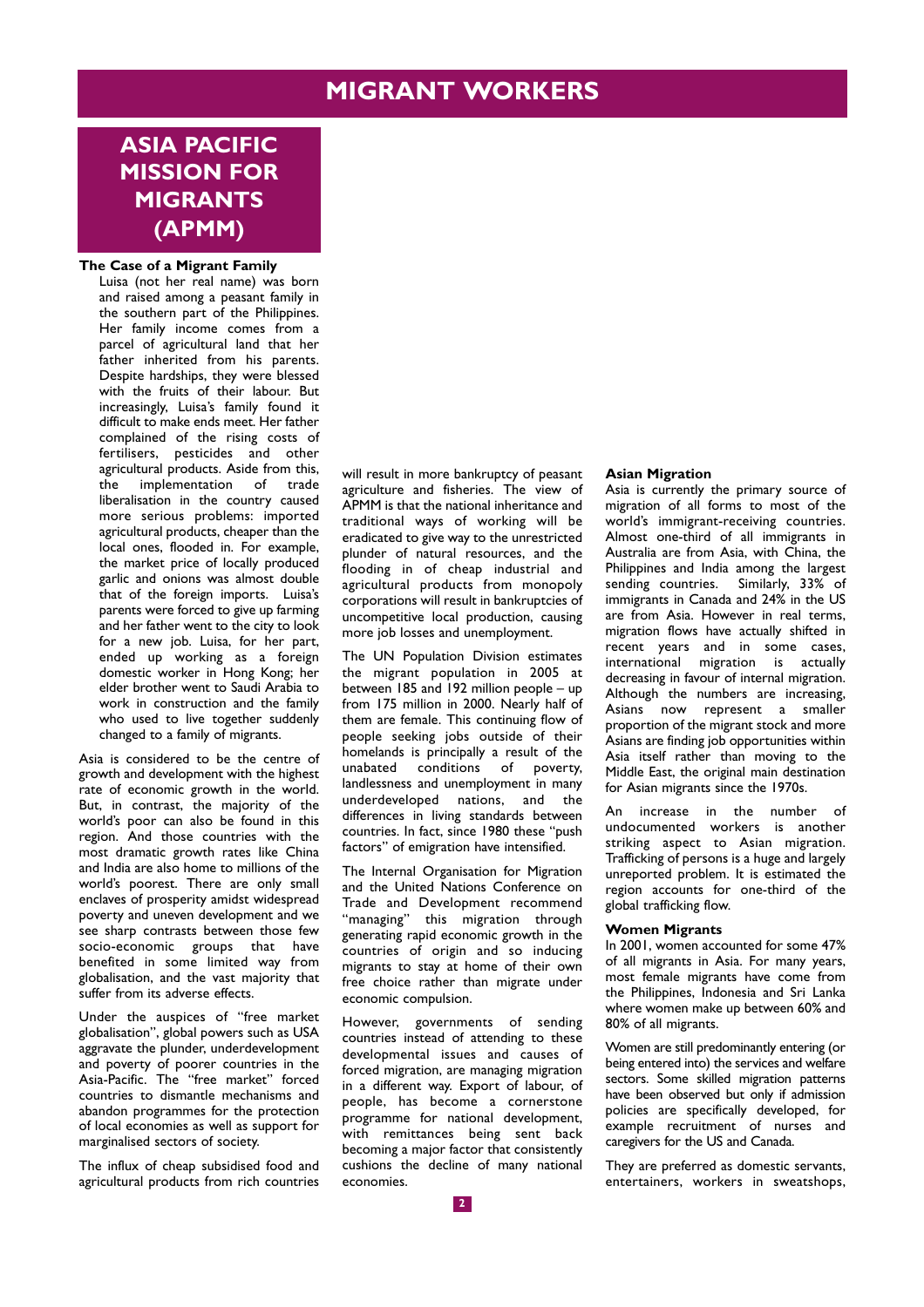# MIGRANT WORKERS

## ASIA PACIFIC MISSION FOR MIGRANTS (APMM)

### The Case of a Migrant Family

Luisa (not her real name) was born and raised among a peasant family in the southern part of the Philippines. Her family income comes from a parcel of agricultural land that her father inherited from his parents. Despite hardships, they were blessed with the fruits of their labour. But increasingly, Luisa's family found it difficult to make ends meet. Her father complained of the rising costs of fertilisers, pesticides and other agricultural products. Aside from this, the implementation of trade liberalisation in the country caused more serious problems: imported agricultural products, cheaper than the local ones, flooded in. For example, the market price of locally produced garlic and onions was almost double that of the foreign imports. Luisa's parents were forced to give up farming and her father went to the city to look for a new job. Luisa, for her part, ended up working as a foreign domestic worker in Hong Kong; her elder brother went to Saudi Arabia to work in construction and the family who used to live together suddenly changed to a family of migrants.

Asia is considered to be the centre of growth and development with the highest rate of economic growth in the world. But, in contrast, the majority of the world's poor can also be found in this region. And those countries with the most dramatic growth rates like China and India are also home to millions of the world's poorest. There are only small enclaves of prosperity amidst widespread poverty and uneven development and we see sharp contrasts between those few socio-economic groups that have benefited in some limited way from globalisation, and the vast majority that suffer from its adverse effects.

Under the auspices of "free market globalisation", global powers such as USA aggravate the plunder, underdevelopment and poverty of poorer countries in the Asia-Pacific. The "free market" forced countries to dismantle mechanisms and abandon programmes for the protection of local economies as well as support for marginalised sectors of society.

The influx of cheap subsidised food and agricultural products from rich countries will result in more bankruptcy of peasant agriculture and fisheries. The view of APMM is that the national inheritance and traditional ways of working will be eradicated to give way to the unrestricted plunder of natural resources, and the flooding in of cheap industrial and agricultural products from monopoly corporations will result in bankruptcies of uncompetitive local production, causing more job losses and unemployment.

The UN Population Division estimates the migrant population in 2005 at between 185 and 192 million people – up from 175 million in 2000. Nearly half of them are female. This continuing flow of people seeking jobs outside of their homelands is principally a result of the unabated conditions of poverty, landlessness and unemployment in many underdeveloped nations, and the differences in living standards between countries. In fact, since 1980 these "push factors" of emigration have intensified.

The Internal Organisation for Migration and the United Nations Conference on Trade and Development recommend "managing" this migration through generating rapid economic growth in the countries of origin and so inducing migrants to stay at home of their own free choice rather than migrate under economic compulsion.

However, governments of sending countries instead of attending to these developmental issues and causes of forced migration, are managing migration in a different way. Export of labour, of people, has become a cornerstone programme for national development, with remittances being sent back becoming a major factor that consistently cushions the decline of many national economies.

### Asian Migration

Asia is currently the primary source of migration of all forms to most of the world's immigrant-receiving countries. Almost one-third of all immigrants in Australia are from Asia, with China, the Philippines and India among the largest sending countries. Similarly, 33% of immigrants in Canada and 24% in the US are from Asia. However in real terms, migration flows have actually shifted in recent years and in some cases, international migration is actually decreasing in favour of internal migration. Although the numbers are increasing, Asians now represent a smaller proportion of the migrant stock and more Asians are finding job opportunities within Asia itself rather than moving to the Middle East, the original main destination for Asian migrants since the 1970s.

An increase in the number of undocumented workers is another striking aspect to Asian migration. Trafficking of persons is a huge and largely unreported problem. It is estimated the region accounts for one-third of the global trafficking flow.

### Women Migrants

In 2001, women accounted for some 47% of all migrants in Asia. For many years, most female migrants have come from the Philippines, Indonesia and Sri Lanka where women make up between 60% and 80% of all migrants.

Women are still predominantly entering (or being entered into) the services and welfare sectors. Some skilled migration patterns have been observed but only if admission policies are specifically developed, for example recruitment of nurses and caregivers for the US and Canada.

They are preferred as domestic servants, entertainers, workers in sweatshops,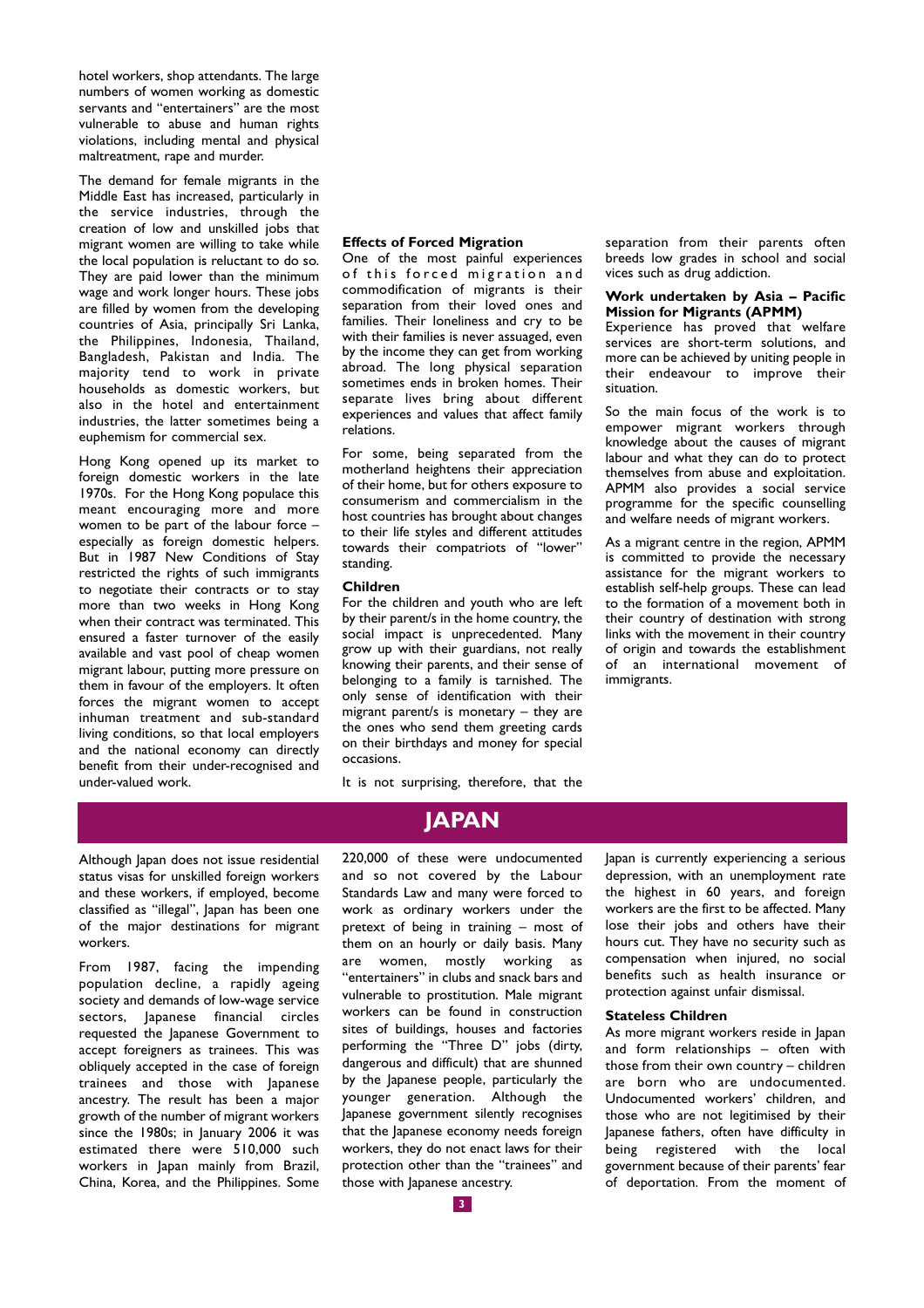hotel workers, shop attendants. The large numbers of women working as domestic servants and "entertainers" are the most vulnerable to abuse and human rights violations, including mental and physical maltreatment, rape and murder.

The demand for female migrants in the Middle East has increased, particularly in the service industries, through the creation of low and unskilled jobs that migrant women are willing to take while the local population is reluctant to do so. They are paid lower than the minimum wage and work longer hours. These jobs are filled by women from the developing countries of Asia, principally Sri Lanka, the Philippines, Indonesia, Thailand, Bangladesh, Pakistan and India. The majority tend to work in private households as domestic workers, but also in the hotel and entertainment industries, the latter sometimes being a euphemism for commercial sex.

Hong Kong opened up its market to foreign domestic workers in the late 1970s. For the Hong Kong populace this meant encouraging more and more women to be part of the labour force – especially as foreign domestic helpers. But in 1987 New Conditions of Stay restricted the rights of such immigrants to negotiate their contracts or to stay more than two weeks in Hong Kong when their contract was terminated. This ensured a faster turnover of the easily available and vast pool of cheap women migrant labour, putting more pressure on them in favour of the employers. It often forces the migrant women to accept inhuman treatment and sub-standard living conditions, so that local employers and the national economy can directly benefit from their under-recognised and under-valued work.

**Effects of Forced Migration**

One of the most painful experiences of this forced migration and commodification of migrants is their separation from their loved ones and families. Their loneliness and cry to be with their families is never assuaged, even by the income they can get from working abroad. The long physical separation sometimes ends in broken homes. Their separate lives bring about different experiences and values that affect family relations.

For some, being separated from the motherland heightens their appreciation of their home, but for others exposure to consumerism and commercialism in the host countries has brought about changes to their life styles and different attitudes towards their compatriots of "lower" standing.

**Children**

For the children and youth who are left by their parent/s in the home country, the social impact is unprecedented. Many grow up with their guardians, not really knowing their parents, and their sense of belonging to a family is tarnished. The only sense of identification with their migrant parent/s is monetary – they are the ones who send them greeting cards on their birthdays and money for special occasions.

It is not surprising, therefore, that the separation from their parents often breeds low grades in school and social vices such as drug addiction.

**Work undertaken by Asia – Pacific Mission for Migrants (APMM)**

Experience has proved that welfare services are short-term solutions, and more can be achieved by uniting people in their endeavour to improve their situation.

So the main focus of the work is to empower migrant workers through knowledge about the causes of migrant labour and what they can do to protect themselves from abuse and exploitation. APMM also provides a social service programme for the specific counselling and welfare needs of migrant workers.

As a migrant centre in the region, APMM is committed to provide the necessary assistance for the migrant workers to establish self-help groups. These can lead to the formation of a movement both in their country of destination with strong links with the movement in their country of origin and towards the establishment of an international movement of immigrants.

## JAPAN

Although Japan does not issue residential status visas for unskilled foreign workers and these workers, if employed, become classified as "illegal", Japan has been one of the major destinations for migrant workers.

From 1987, facing the impending population decline, a rapidly ageing society and demands of low-wage service sectors, Japanese financial circles requested the Japanese Government to accept foreigners as trainees. This was obliquely accepted in the case of foreign trainees and those with Japanese ancestry. The result has been a major growth of the number of migrant workers since the 1980s; in January 2006 it was estimated there were 510,000 such workers in Japan mainly from Brazil, China, Korea, and the Philippines. Some 220,000 of these were undocumented and so not covered by the Labour Standards Law and many were forced to work as ordinary workers under the pretext of being in training – most of them on an hourly or daily basis. Many are women, mostly working as "entertainers" in clubs and snack bars and vulnerable to prostitution. Male migrant workers can be found in construction sites of buildings, houses and factories performing the "Three D" jobs (dirty, dangerous and difficult) that are shunned by the Japanese people, particularly the younger generation. Although the Japanese government silently recognises that the Japanese economy needs foreign workers, they do not enact laws for their protection other than the "trainees" and those with Japanese ancestry.

Japan is currently experiencing a serious depression, with an unemployment rate the highest in 60 years, and foreign workers are the first to be affected. Many lose their jobs and others have their hours cut. They have no security such as compensation when injured, no social benefits such as health insurance or protection against unfair dismissal.

**Stateless Children**

As more migrant workers reside in Japan and form relationships – often with those from their own country – children are born who are undocumented. Undocumented workers' children, and those who are not legitimised by their Japanese fathers, often have difficulty in being registered with the local government because of their parents' fear of deportation. From the moment of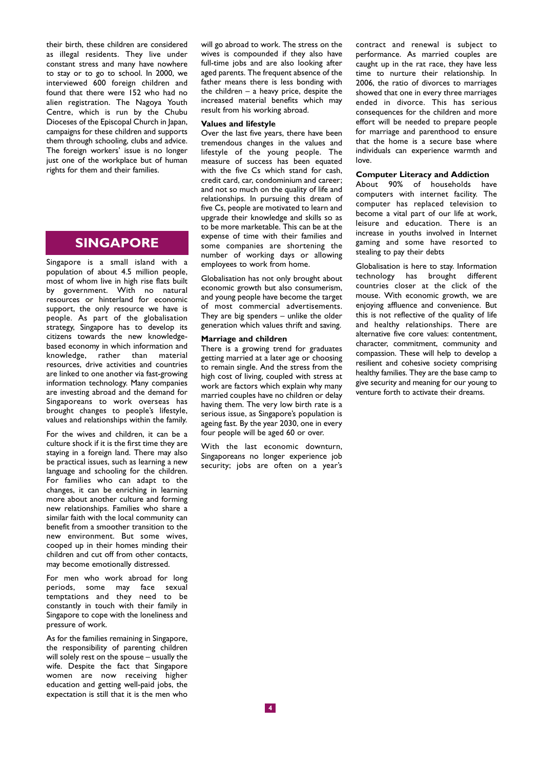their birth, these children are considered as illegal residents. They live under constant stress and many have nowhere to stay or to go to school. In 2000, we interviewed 600 foreign children and found that there were 152 who had no alien registration. The Nagoya Youth Centre, which is run by the Chubu Dioceses of the Episcopal Church in Japan, campaigns for these children and supports them through schooling, clubs and advice. The foreign workers' issue is no longer just one of the workplace but of human rights for them and their families.

## SINGAPORE

Singapore is a small island with a population of about 4.5 million people, most of whom live in high rise flats built by government. With no natural resources or hinterland for economic support, the only resource we have is people. As part of the globalisation strategy, Singapore has to develop its citizens towards the new knowledge-based economy in which information and knowledge, rather than material resources, drive activities and countries are linked to one another via fast-growing information technology. Many companies are investing abroad and the demand for Singaporeans to work overseas has brought changes to people's lifestyle, values and relationships within the family.

For the wives and children, it can be a culture shock if it is the first time they are staying in a foreign land. There may also be practical issues, such as learning a new language and schooling for the children. For families who can adapt to the changes, it can be enriching in learning more about another culture and forming new relationships. Families who share a similar faith with the local community can benefit from a smoother transition to the new environment. But some wives, cooped up in their homes minding their children and cut off from other contacts, may become emotionally distressed.

For men who work abroad for long periods, some may face sexual temptations and they need to be constantly in touch with their family in Singapore to cope with the loneliness and pressure of work.

As for the families remaining in Singapore, the responsibility of parenting children will solely rest on the spouse – usually the wife. Despite the fact that Singapore women are now receiving higher education and getting well-paid jobs, the expectation is still that it is the men who will go abroad to work. The stress on the wives is compounded if they also have full-time jobs and are also looking after aged parents. The frequent absence of the father means there is less bonding with the children – a heavy price, despite the increased material benefits which may result from his working abroad.

### Values and lifestyle

Over the last five years, there have been tremendous changes in the values and lifestyle of the young people. The measure of success has been equated with the five Cs which stand for cash, credit card, car, condominium and career; and not so much on the quality of life and relationships. In pursuing this dream of five Cs, people are motivated to learn and upgrade their knowledge and skills so as to be more marketable. This can be at the expense of time with their families and some companies are shortening the number of working days or allowing employees to work from home.

Globalisation has not only brought about economic growth but also consumerism, and young people have become the target of most commercial advertisements. They are big spenders – unlike the older generation which values thrift and saving.

### Marriage and children

There is a growing trend for graduates getting married at a later age or choosing to remain single. And the stress from the high cost of living, coupled with stress at work are factors which explain why many married couples have no children or delay having them. The very low birth rate is a serious issue, as Singapore's population is ageing fast. By the year 2030, one in every four people will be aged 60 or over.

With the last economic downturn, Singaporeans no longer experience job security; jobs are often on a year's contract and renewal is subject to performance. As married couples are caught up in the rat race, they have less time to nurture their relationship. In 2006, the ratio of divorces to marriages showed that one in every three marriages ended in divorce. This has serious consequences for the children and more effort will be needed to prepare people for marriage and parenthood to ensure that the home is a secure base where individuals can experience warmth and love.

### Computer Literacy and Addiction

About 90% of households have computers with internet facility. The computer has replaced television to become a vital part of our life at work, leisure and education. There is an increase in youths involved in Internet gaming and some have resorted to stealing to pay their debts

Globalisation is here to stay. Information technology has brought different countries closer at the click of the mouse. With economic growth, we are enjoying affluence and convenience. But this is not reflective of the quality of life and healthy relationships. There are alternative five core values: contentment, character, commitment, community and compassion. These will help to develop a resilient and cohesive society comprising healthy families. They are the base camp to give security and meaning for our young to venture forth to activate their dreams.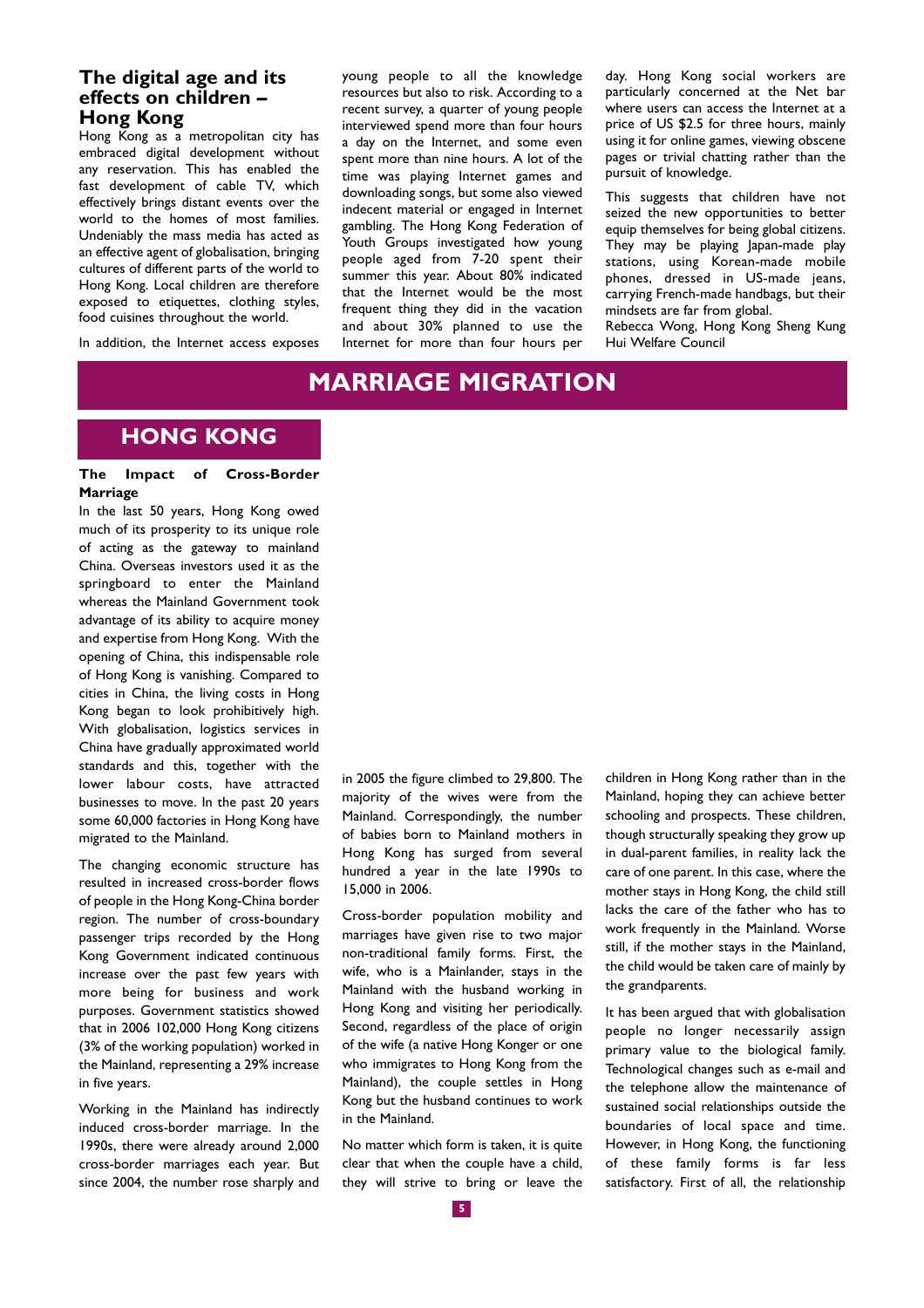## The digital age and its effects on children – Hong Kong

Hong Kong as a metropolitan city has embraced digital development without any reservation. This has enabled the fast development of cable TV, which effectively brings distant events over the world to the homes of most families. Undeniably the mass media has acted as an effective agent of globalisation, bringing cultures of different parts of the world to Hong Kong. Local children are therefore exposed to etiquettes, clothing styles, food cuisines throughout the world.

In addition, the Internet access exposes young people to all the knowledge resources but also to risk. According to a recent survey, a quarter of young people interviewed spend more than four hours a day on the Internet, and some even spent more than nine hours. A lot of the time was playing Internet games and downloading songs, but some also viewed indecent material or engaged in Internet gambling. The Hong Kong Federation of Youth Groups investigated how young people aged from 7-20 spent their summer this year. About 80% indicated that the Internet would be the most frequent thing they did in the vacation and about 30% planned to use the Internet for more than four hours per day. Hong Kong social workers are particularly concerned at the Net bar where users can access the Internet at a price of US $2.5 for three hours, mainly using it for online games, viewing obscene pages or trivial chatting rather than the pursuit of knowledge.

This suggests that children have not seized the new opportunities to better equip themselves for being global citizens. They may be playing Japan-made play stations, using Korean-made mobile phones, dressed in US-made jeans, carrying French-made handbags, but their mindsets are far from global.

Rebecca Wong, Hong Kong Sheng Kung Hui Welfare Council

# MARRIAGE MIGRATION

## HONG KONG

### The Impact of Cross-Border Marriage

In the last 50 years, Hong Kong owed much of its prosperity to its unique role of acting as the gateway to mainland China. Overseas investors used it as the springboard to enter the Mainland whereas the Mainland Government took advantage of its ability to acquire money and expertise from Hong Kong. With the opening of China, this indispensable role of Hong Kong is vanishing. Compared to cities in China, the living costs in Hong Kong began to look prohibitively high. With globalisation, logistics services in China have gradually approximated world standards and this, together with the lower labour costs, have attracted businesses to move. In the past 20 years some 60,000 factories in Hong Kong have migrated to the Mainland.

The changing economic structure has resulted in increased cross-border flows of people in the Hong Kong-China border region. The number of cross-boundary passenger trips recorded by the Hong Kong Government indicated continuous increase over the past few years with more being for business and work purposes. Government statistics showed that in 2006 102,000 Hong Kong citizens (3% of the working population) worked in the Mainland, representing a 29% increase in five years.

Working in the Mainland has indirectly induced cross-border marriage. In the 1990s, there were already around 2,000 cross-border marriages each year. But since 2004, the number rose sharply and in 2005 the figure climbed to 29,800. The majority of the wives were from the Mainland. Correspondingly, the number of babies born to Mainland mothers in Hong Kong has surged from several hundred a year in the late 1990s to 15,000 in 2006.

Cross-border population mobility and marriages have given rise to two major non-traditional family forms. First, the wife, who is a Mainlander, stays in the Mainland with the husband working in Hong Kong and visiting her periodically. Second, regardless of the place of origin of the wife (a native Hong Konger or one who immigrates to Hong Kong from the Mainland), the couple settles in Hong Kong but the husband continues to work in the Mainland.

No matter which form is taken, it is quite clear that when the couple have a child, they will strive to bring or leave the children in Hong Kong rather than in the Mainland, hoping they can achieve better schooling and prospects. These children, though structurally speaking they grow up in dual-parent families, in reality lack the care of one parent. In this case, where the mother stays in Hong Kong, the child still lacks the care of the father who has to work frequently in the Mainland. Worse still, if the mother stays in the Mainland, the child would be taken care of mainly by the grandparents.

It has been argued that with globalisation people no longer necessarily assign primary value to the biological family. Technological changes such as e-mail and the telephone allow the maintenance of sustained social relationships outside the boundaries of local space and time. However, in Hong Kong, the functioning of these family forms is far less satisfactory. First of all, the relationship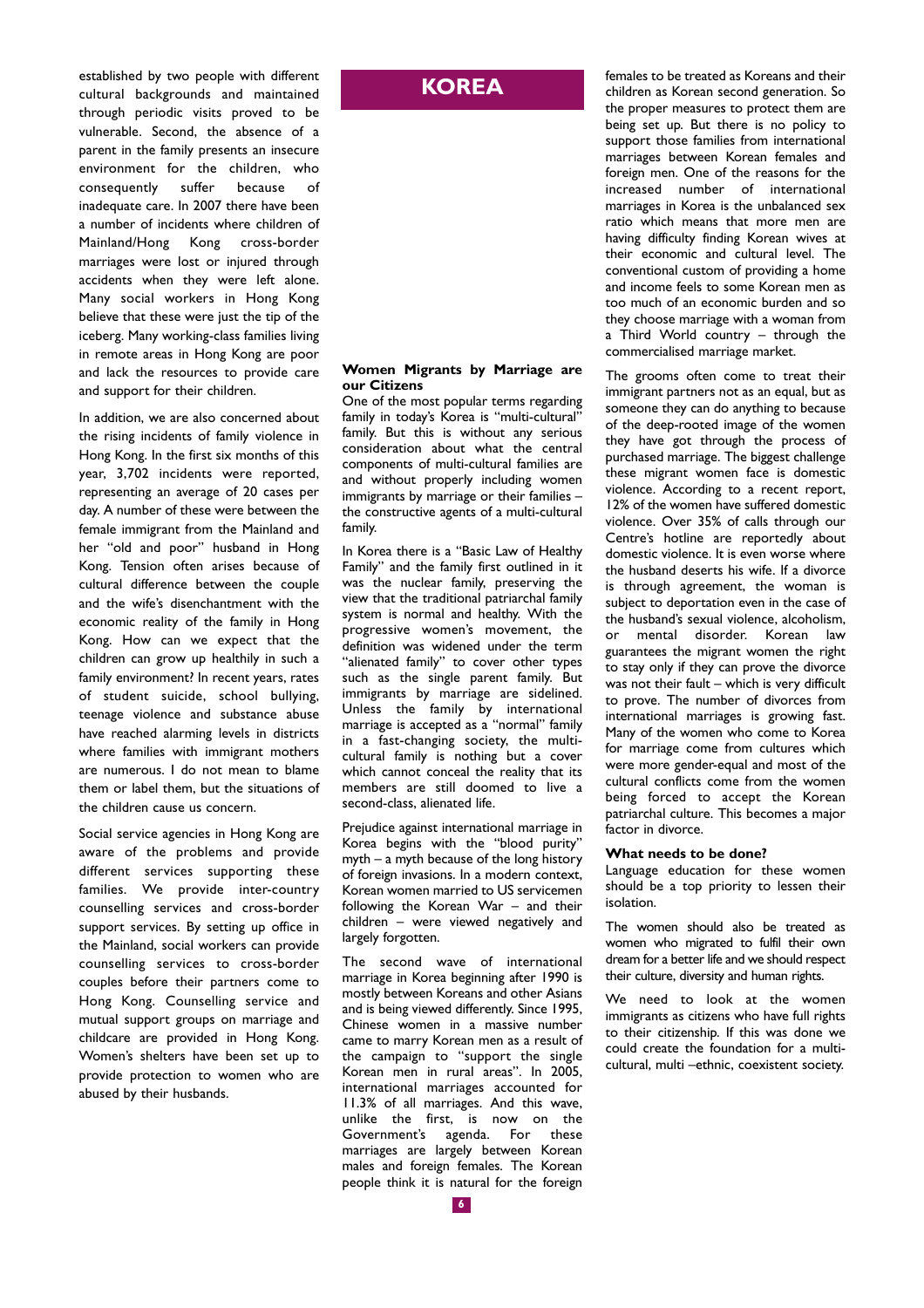established by two people with different cultural backgrounds and maintained through periodic visits proved to be vulnerable. Second, the absence of a parent in the family presents an insecure environment for the children, who consequently suffer because of inadequate care. In 2007 there have been a number of incidents where children of Mainland/Hong Kong cross-border marriages were lost or injured through accidents when they were left alone. Many social workers in Hong Kong believe that these were just the tip of the iceberg. Many working-class families living in remote areas in Hong Kong are poor and lack the resources to provide care and support for their children.

In addition, we are also concerned about the rising incidents of family violence in Hong Kong. In the first six months of this year, 3,702 incidents were reported, representing an average of 20 cases per day. A number of these were between the female immigrant from the Mainland and her "old and poor" husband in Hong Kong. Tension often arises because of cultural difference between the couple and the wife's disenchantment with the economic reality of the family in Hong Kong. How can we expect that the children can grow up healthily in such a family environment? In recent years, rates of student suicide, school bullying, teenage violence and substance abuse have reached alarming levels in districts where families with immigrant mothers are numerous. I do not mean to blame them or label them, but the situations of the children cause us concern.

Social service agencies in Hong Kong are aware of the problems and provide different services supporting these families. We provide inter-country counselling services and cross-border support services. By setting up office in the Mainland, social workers can provide counselling services to cross-border couples before their partners come to Hong Kong. Counselling service and mutual support groups on marriage and childcare are provided in Hong Kong. Women's shelters have been set up to provide protection to women who are abused by their husbands.

# KOREA

### Women Migrants by Marriage are our Citizens

One of the most popular terms regarding family in today's Korea is "multi-cultural" family. But this is without any serious consideration about what the central components of multi-cultural families are and without properly including women immigrants by marriage or their families – the constructive agents of a multi-cultural family.

In Korea there is a "Basic Law of Healthy Family" and the family first outlined in it was the nuclear family, preserving the view that the traditional patriarchal family system is normal and healthy. With the progressive women's movement, the definition was widened under the term "alienated family" to cover other types such as the single parent family. But immigrants by marriage are sidelined. Unless the family by international marriage is accepted as a "normal" family in a fast-changing society, the multi-cultural family is nothing but a cover which cannot conceal the reality that its members are still doomed to live a second-class, alienated life.

Prejudice against international marriage in Korea begins with the "blood purity" myth – a myth because of the long history of foreign invasions. In a modern context, Korean women married to US servicemen following the Korean War – and their children – were viewed negatively and largely forgotten.

The second wave of international marriage in Korea beginning after 1990 is mostly between Koreans and other Asians and is being viewed differently. Since 1995, Chinese women in a massive number came to marry Korean men as a result of the campaign to "support the single Korean men in rural areas". In 2005, international marriages accounted for 11.3% of all marriages. And this wave, unlike the first, is now on the Government's agenda. For these marriages are largely between Korean males and foreign females. The Korean people think it is natural for the foreign females to be treated as Koreans and their children as Korean second generation. So the proper measures to protect them are being set up. But there is no policy to support those families from international marriages between Korean females and foreign men. One of the reasons for the increased number of international marriages in Korea is the unbalanced sex ratio which means that more men are having difficulty finding Korean wives at their economic and cultural level. The conventional custom of providing a home and income feels to some Korean men as too much of an economic burden and so they choose marriage with a woman from a Third World country – through the commercialised marriage market.

The grooms often come to treat their immigrant partners not as an equal, but as someone they can do anything to because of the deep-rooted image of the women they have got through the process of purchased marriage. The biggest challenge these migrant women face is domestic violence. According to a recent report, 12% of the women have suffered domestic violence. Over 35% of calls through our Centre's hotline are reportedly about domestic violence. It is even worse where the husband deserts his wife. If a divorce is through agreement, the woman is subject to deportation even in the case of the husband's sexual violence, alcoholism, or mental disorder. Korean law guarantees the migrant women the right to stay only if they can prove the divorce was not their fault – which is very difficult to prove. The number of divorces from international marriages is growing fast. Many of the women who come to Korea for marriage come from cultures which were more gender-equal and most of the cultural conflicts come from the women being forced to accept the Korean patriarchal culture. This becomes a major factor in divorce.

### What needs to be done?

Language education for these women should be a top priority to lessen their isolation.

The women should also be treated as women who migrated to fulfil their own dream for a better life and we should respect their culture, diversity and human rights.

We need to look at the women immigrants as citizens who have full rights to their citizenship. If this was done we could create the foundation for a multi-cultural, multi –ethnic, coexistent society.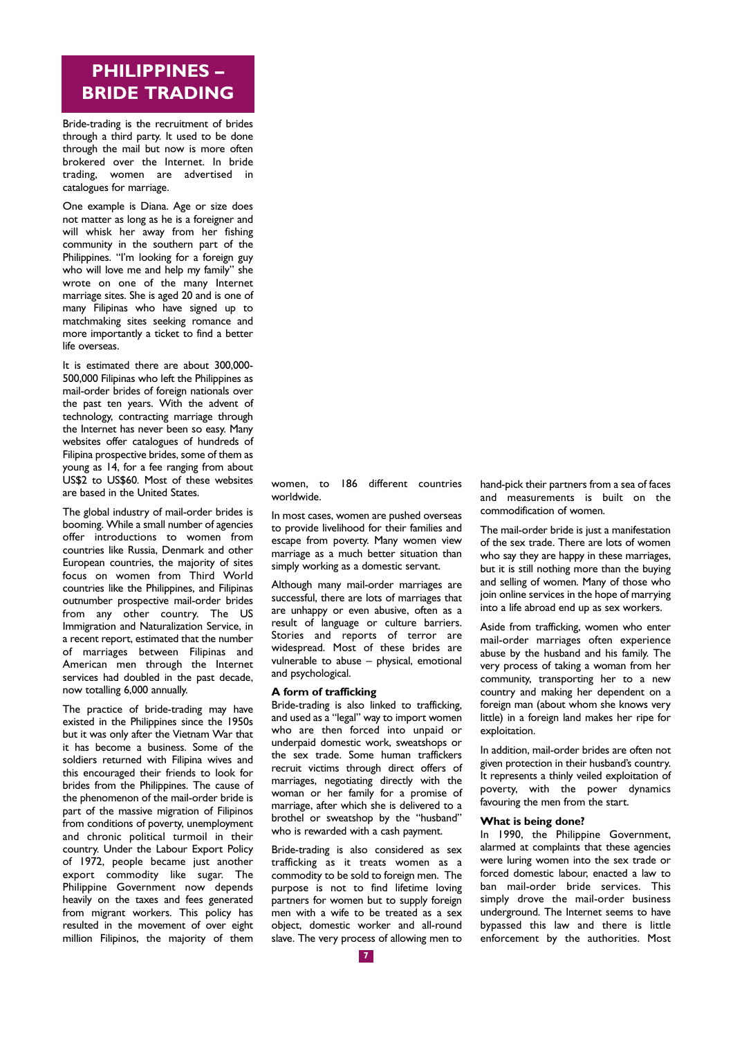# PHILIPPINES – BRIDE TRADING

Bride-trading is the recruitment of brides through a third party. It used to be done through the mail but now is more often brokered over the Internet. In bride trading, women are advertised in catalogues for marriage.

One example is Diana. Age or size does not matter as long as he is a foreigner and will whisk her away from her fishing community in the southern part of the Philippines. "I'm looking for a foreign guy who will love me and help my family" she wrote on one of the many Internet marriage sites. She is aged 20 and is one of many Filipinas who have signed up to matchmaking sites seeking romance and more importantly a ticket to find a better life overseas.

It is estimated there are about 300,000-500,000 Filipinas who left the Philippines as mail-order brides of foreign nationals over the past ten years. With the advent of technology, contracting marriage through the Internet has never been so easy. Many websites offer catalogues of hundreds of Filipina prospective brides, some of them as young as 14, for a fee ranging from about US$2 to US$60. Most of these websites are based in the United States.

The global industry of mail-order brides is booming. While a small number of agencies offer introductions to women from countries like Russia, Denmark and other European countries, the majority of sites focus on women from Third World countries like the Philippines, and Filipinas outnumber prospective mail-order brides from any other country. The US Immigration and Naturalization Service, in a recent report, estimated that the number of marriages between Filipinas and American men through the Internet services had doubled in the past decade, now totalling 6,000 annually.

The practice of bride-trading may have existed in the Philippines since the 1950s but it was only after the Vietnam War that it has become a business. Some of the soldiers returned with Filipina wives and this encouraged their friends to look for brides from the Philippines. The cause of the phenomenon of the mail-order bride is part of the massive migration of Filipinos from conditions of poverty, unemployment and chronic political turmoil in their country. Under the Labour Export Policy of 1972, people became just another export commodity like sugar. The Philippine Government now depends heavily on the taxes and fees generated from migrant workers. This policy has resulted in the movement of over eight million Filipinos, the majority of them women, to 186 different countries worldwide.

In most cases, women are pushed overseas to provide livelihood for their families and escape from poverty. Many women view marriage as a much better situation than simply working as a domestic servant.

Although many mail-order marriages are successful, there are lots of marriages that are unhappy or even abusive, often as a result of language or culture barriers. Stories and reports of terror are widespread. Most of these brides are vulnerable to abuse – physical, emotional and psychological.

### A form of trafficking

Bride-trading is also linked to trafficking, and used as a "legal" way to import women who are then forced into unpaid or underpaid domestic work, sweatshops or the sex trade. Some human traffickers recruit victims through direct offers of marriages, negotiating directly with the woman or her family for a promise of marriage, after which she is delivered to a brothel or sweatshop by the "husband" who is rewarded with a cash payment.

Bride-trading is also considered as sex trafficking as it treats women as a commodity to be sold to foreign men. The purpose is not to find lifetime loving partners for women but to supply foreign men with a wife to be treated as a sex object, domestic worker and all-round slave. The very process of allowing men to hand-pick their partners from a sea of faces and measurements is built on the commodification of women.

The mail-order bride is just a manifestation of the sex trade. There are lots of women who say they are happy in these marriages, but it is still nothing more than the buying and selling of women. Many of those who join online services in the hope of marrying into a life abroad end up as sex workers.

Aside from trafficking, women who enter mail-order marriages often experience abuse by the husband and his family. The very process of taking a woman from her community, transporting her to a new country and making her dependent on a foreign man (about whom she knows very little) in a foreign land makes her ripe for exploitation.

In addition, mail-order brides are often not given protection in their husband's country. It represents a thinly veiled exploitation of poverty, with the power dynamics favouring the men from the start.

### What is being done?

In 1990, the Philippine Government, alarmed at complaints that these agencies were luring women into the sex trade or forced domestic labour, enacted a law to ban mail-order bride services. This simply drove the mail-order business underground. The Internet seems to have bypassed this law and there is little enforcement by the authorities. Most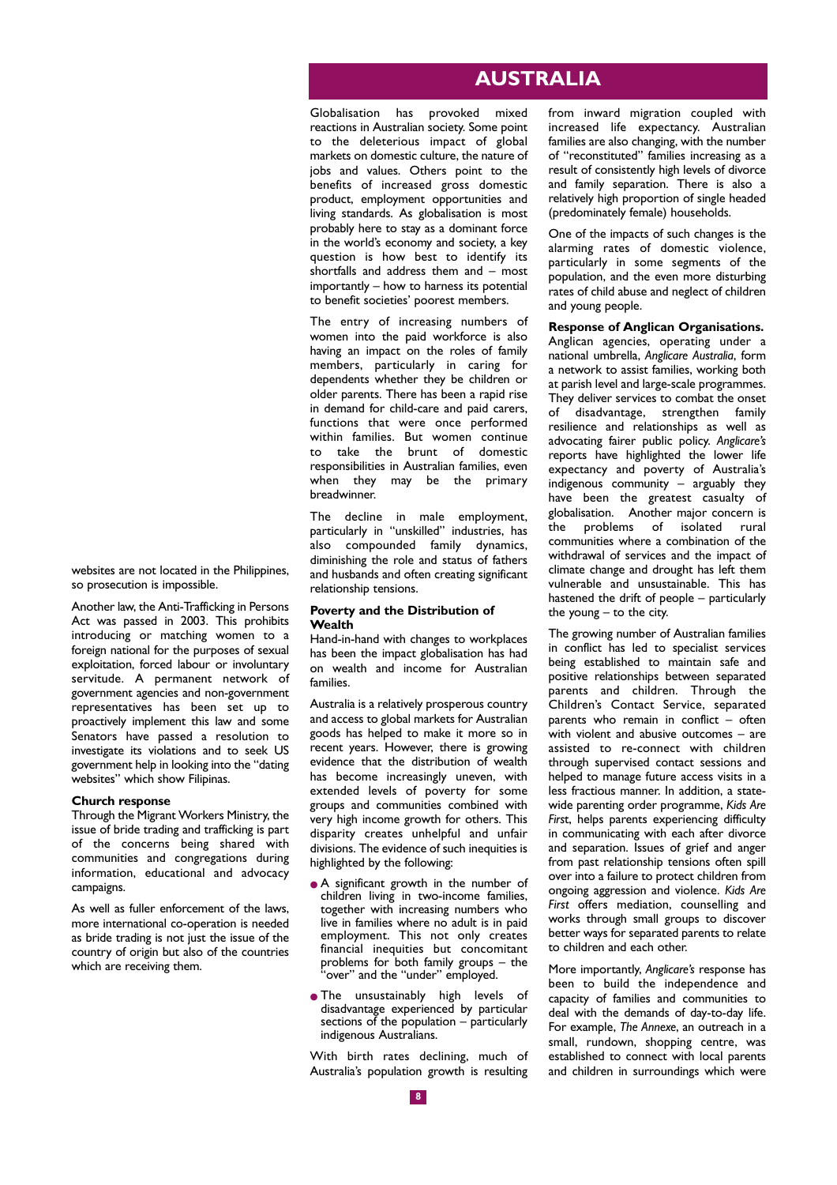websites are not located in the Philippines, so prosecution is impossible.

Another law, the Anti-Trafficking in Persons Act was passed in 2003. This prohibits introducing or matching women to a foreign national for the purposes of sexual exploitation, forced labour or involuntary servitude. A permanent network of government agencies and non-government representatives has been set up to proactively implement this law and some Senators have passed a resolution to investigate its violations and to seek US government help in looking into the "dating websites" which show Filipinas.

### Church response

Through the Migrant Workers Ministry, the issue of bride trading and trafficking is part of the concerns being shared with communities and congregations during information, educational and advocacy campaigns.

As well as fuller enforcement of the laws, more international co-operation is needed as bride trading is not just the issue of the country of origin but also of the countries which are receiving them.

## AUSTRALIA

Globalisation has provoked mixed reactions in Australian society. Some point to the deleterious impact of global markets on domestic culture, the nature of jobs and values. Others point to the benefits of increased gross domestic product, employment opportunities and living standards. As globalisation is most probably here to stay as a dominant force in the world's economy and society, a key question is how best to identify its shortfalls and address them and – most importantly – how to harness its potential to benefit societies' poorest members.

The entry of increasing numbers of women into the paid workforce is also having an impact on the roles of family members, particularly in caring for dependents whether they be children or older parents. There has been a rapid rise in demand for child-care and paid carers, functions that were once performed within families. But women continue to take the brunt of domestic responsibilities in Australian families, even when they may be the primary breadwinner.

The decline in male employment, particularly in "unskilled" industries, has also compounded family dynamics, diminishing the role and status of fathers and husbands and often creating significant relationship tensions.

### Poverty and the Distribution of Wealth

Hand-in-hand with changes to workplaces has been the impact globalisation has had on wealth and income for Australian families.

Australia is a relatively prosperous country and access to global markets for Australian goods has helped to make it more so in recent years. However, there is growing evidence that the distribution of wealth has become increasingly uneven, with extended levels of poverty for some groups and communities combined with very high income growth for others. This disparity creates unhelpful and unfair divisions. The evidence of such inequities is highlighted by the following:

- A significant growth in the number of children living in two-income families, together with increasing numbers who live in families where no adult is in paid employment. This not only creates financial inequities but concomitant problems for both family groups – the "over" and the "under" employed.
- The unsustainably high levels of disadvantage experienced by particular sections of the population – particularly indigenous Australians.

With birth rates declining, much of Australia's population growth is resulting from inward migration coupled with increased life expectancy. Australian families are also changing, with the number of "reconstituted" families increasing as a result of consistently high levels of divorce and family separation. There is also a relatively high proportion of single headed (predominately female) households.

One of the impacts of such changes is the alarming rates of domestic violence, particularly in some segments of the population, and the even more disturbing rates of child abuse and neglect of children and young people.

### Response of Anglican Organisations.

Anglican agencies, operating under a national umbrella, *Anglicare Australia*, form a network to assist families, working both at parish level and large-scale programmes. They deliver services to combat the onset of disadvantage, strengthen family resilience and relationships as well as advocating fairer public policy. *Anglicare's* reports have highlighted the lower life expectancy and poverty of Australia's indigenous community – arguably they have been the greatest casualty of globalisation. Another major concern is the problems of isolated rural communities where a combination of the withdrawal of services and the impact of climate change and drought has left them vulnerable and unsustainable. This has hastened the drift of people – particularly the young – to the city.

The growing number of Australian families in conflict has led to specialist services being established to maintain safe and positive relationships between separated parents and children. Through the Children's Contact Service, separated parents who remain in conflict – often with violent and abusive outcomes – are assisted to re-connect with children through supervised contact sessions and helped to manage future access visits in a less fractious manner. In addition, a state-wide parenting order programme, *Kids Are First*, helps parents experiencing difficulty in communicating with each after divorce and separation. Issues of grief and anger from past relationship tensions often spill over into a failure to protect children from ongoing aggression and violence. *Kids Are First* offers mediation, counselling and works through small groups to discover better ways for separated parents to relate to children and each other.

More importantly, *Anglicare's* response has been to build the independence and capacity of families and communities to deal with the demands of day-to-day life. For example, *The Annexe*, an outreach in a small, rundown, shopping centre, was established to connect with local parents and children in surroundings which were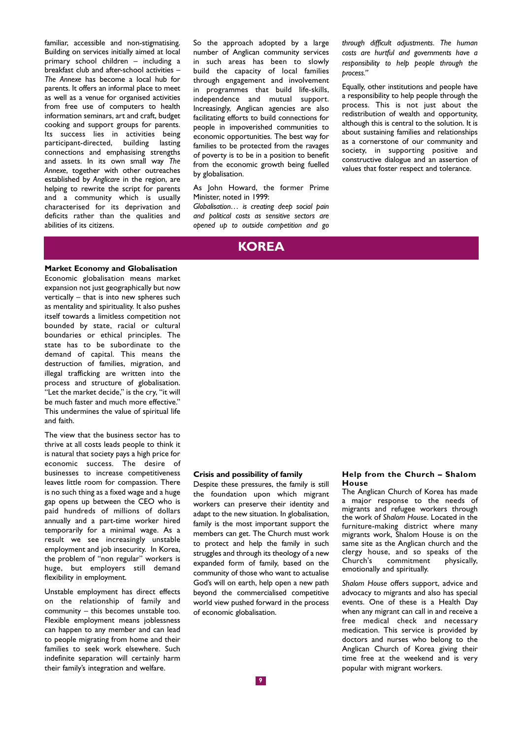familiar, accessible and non-stigmatising. Building on services initially aimed at local primary school children – including a breakfast club and after-school activities – *The Annexe* has become a local hub for parents. It offers an informal place to meet as well as a venue for organised activities from free use of computers to health information seminars, art and craft, budget cooking and support groups for parents. Its success lies in activities being participant-directed, building lasting connections and emphasising strengths and assets. In its own small way *The Annexe*, together with other outreaches established by *Anglicare* in the region, are helping to rewrite the script for parents and a community which is usually characterised for its deprivation and deficits rather than the qualities and abilities of its citizens.

So the approach adopted by a large number of Anglican community services in such areas has been to slowly build the capacity of local families through engagement and involvement in programmes that build life-skills, independence and mutual support. Increasingly, Anglican agencies are also facilitating efforts to build connections for people in impoverished communities to economic opportunities. The best way for families to be protected from the ravages of poverty is to be in a position to benefit from the economic growth being fuelled by globalisation.

As John Howard, the former Prime Minister, noted in 1999:

*Globalisation… is creating deep social pain and political costs as sensitive sectors are opened up to outside competition and go through difficult adjustments. The human costs are hurtful and governments have a responsibility to help people through the process."*

Equally, other institutions and people have a responsibility to help people through the process. This is not just about the redistribution of wealth and opportunity, although this is central to the solution. It is about sustaining families and relationships as a cornerstone of our community and society, in supporting positive and constructive dialogue and an assertion of values that foster respect and tolerance.

# KOREA

**Market Economy and Globalisation**

Economic globalisation means market expansion not just geographically but now vertically – that is into new spheres such as mentality and spirituality. It also pushes itself towards a limitless competition not bounded by state, racial or cultural boundaries or ethical principles. The state has to be subordinate to the demand of capital. This means the destruction of families, migration, and illegal trafficking are written into the process and structure of globalisation. "Let the market decide," is the cry, "it will be much faster and much more effective." This undermines the value of spiritual life and faith.

The view that the business sector has to thrive at all costs leads people to think it is natural that society pays a high price for economic success. The desire of businesses to increase competitiveness leaves little room for compassion. There is no such thing as a fixed wage and a huge gap opens up between the CEO who is paid hundreds of millions of dollars annually and a part-time worker hired temporarily for a minimal wage. As a result we see increasingly unstable employment and job insecurity. In Korea, the problem of "non regular" workers is huge, but employers still demand flexibility in employment.

Unstable employment has direct effects on the relationship of family and community – this becomes unstable too. Flexible employment means joblessness can happen to any member and can lead to people migrating from home and their families to seek work elsewhere. Such indefinite separation will certainly harm their family's integration and welfare.

**Crisis and possibility of family**

Despite these pressures, the family is still the foundation upon which migrant workers can preserve their identity and adapt to the new situation. In globalisation, family is the most important support the members can get. The Church must work to protect and help the family in such struggles and through its theology of a new expanded form of family, based on the community of those who want to actualise God's will on earth, help open a new path beyond the commercialised competitive world view pushed forward in the process of economic globalisation.

**Help from the Church – Shalom House**

The Anglican Church of Korea has made a major response to the needs of migrants and refugee workers through the work of *Shalom House*. Located in the furniture-making district where many migrants work, Shalom House is on the same site as the Anglican church and the clergy house, and so speaks of the Church's commitment physically, emotionally and spiritually.

*Shalom House* offers support, advice and advocacy to migrants and also has special events. One of these is a Health Day when any migrant can call in and receive a free medical check and necessary medication. This service is provided by doctors and nurses who belong to the Anglican Church of Korea giving their time free at the weekend and is very popular with migrant workers.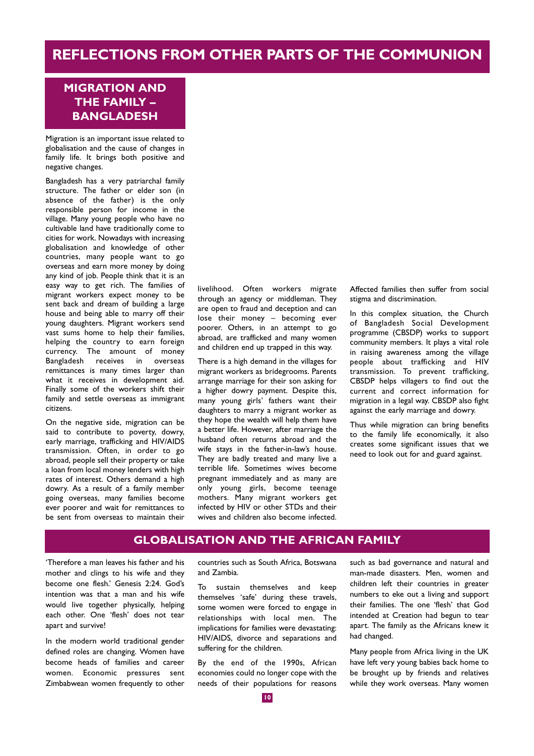# REFLECTIONS FROM OTHER PARTS OF THE COMMUNION

## MIGRATION AND THE FAMILY – BANGLADESH

Migration is an important issue related to globalisation and the cause of changes in family life. It brings both positive and negative changes.

Bangladesh has a very patriarchal family structure. The father or elder son (in absence of the father) is the only responsible person for income in the village. Many young people who have no cultivable land have traditionally come to cities for work. Nowadays with increasing globalisation and knowledge of other countries, many people want to go overseas and earn more money by doing any kind of job. People think that it is an easy way to get rich. The families of migrant workers expect money to be sent back and dream of building a large house and being able to marry off their young daughters. Migrant workers send vast sums home to help their families, helping the country to earn foreign currency. The amount of money Bangladesh receives in overseas remittances is many times larger than what it receives in development aid. Finally some of the workers shift their family and settle overseas as immigrant citizens.

On the negative side, migration can be said to contribute to poverty, dowry, early marriage, trafficking and HIV/AIDS transmission. Often, in order to go abroad, people sell their property or take a loan from local money lenders with high rates of interest. Others demand a high dowry. As a result of a family member going overseas, many families become ever poorer and wait for remittances to be sent from overseas to maintain their livelihood. Often workers migrate through an agency or middleman. They are open to fraud and deception and can lose their money – becoming ever poorer. Others, in an attempt to go abroad, are trafficked and many women and children end up trapped in this way.

There is a high demand in the villages for migrant workers as bridegrooms. Parents arrange marriage for their son asking for a higher dowry payment. Despite this, many young girls' fathers want their daughters to marry a migrant worker as they hope the wealth will help them have a better life. However, after marriage the husband often returns abroad and the wife stays in the father-in-law's house. They are badly treated and many live a terrible life. Sometimes wives become pregnant immediately and as many are only young girls, become teenage mothers. Many migrant workers get infected by HIV or other STDs and their wives and children also become infected. Affected families then suffer from social stigma and discrimination.

In this complex situation, the Church of Bangladesh Social Development programme (CBSDP) works to support community members. It plays a vital role in raising awareness among the village people about trafficking and HIV transmission. To prevent trafficking, CBSDP helps villagers to find out the current and correct information for migration in a legal way. CBSDP also fight against the early marriage and dowry.

Thus while migration can bring benefits to the family life economically, it also creates some significant issues that we need to look out for and guard against.

## GLOBALISATION AND THE AFRICAN FAMILY

'Therefore a man leaves his father and his mother and clings to his wife and they become one flesh.' Genesis 2:24. God's intention was that a man and his wife would live together physically, helping each other. One 'flesh' does not tear apart and survive!

In the modern world traditional gender defined roles are changing. Women have become heads of families and career women. Economic pressures sent Zimbabwean women frequently to other countries such as South Africa, Botswana and Zambia.

To sustain themselves and keep themselves 'safe' during these travels, some women were forced to engage in relationships with local men. The implications for families were devastating: HIV/AIDS, divorce and separations and suffering for the children.

By the end of the 1990s, African economies could no longer cope with the needs of their populations for reasons such as bad governance and natural and man-made disasters. Men, women and children left their countries in greater numbers to eke out a living and support their families. The one 'flesh' that God intended at Creation had begun to tear apart. The family as the Africans knew it had changed.

Many people from Africa living in the UK have left very young babies back home to be brought up by friends and relatives while they work overseas. Many women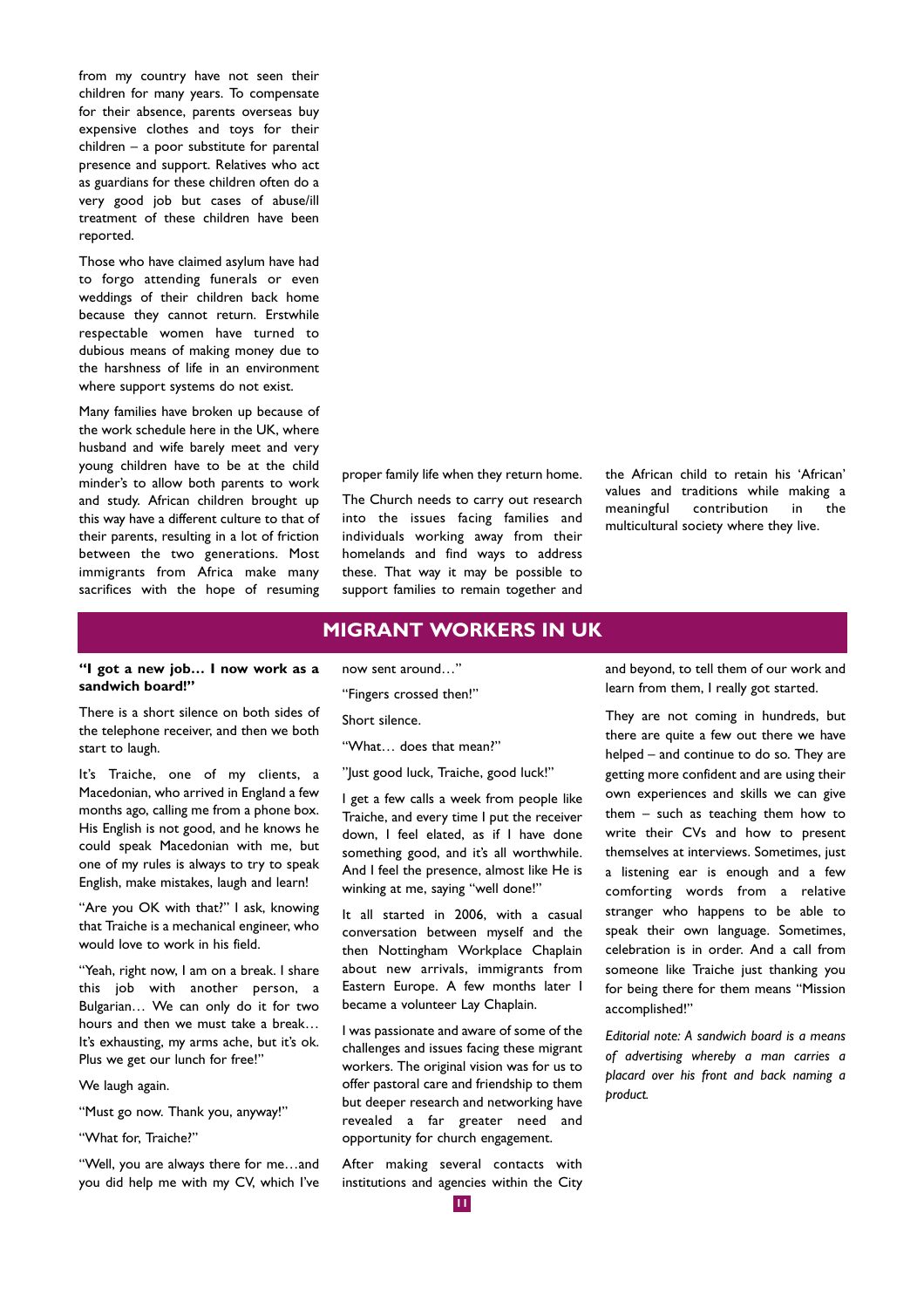from my country have not seen their children for many years. To compensate for their absence, parents overseas buy expensive clothes and toys for their children – a poor substitute for parental presence and support. Relatives who act as guardians for these children often do a very good job but cases of abuse/ill treatment of these children have been reported.

Those who have claimed asylum have had to forgo attending funerals or even weddings of their children back home because they cannot return. Erstwhile respectable women have turned to dubious means of making money due to the harshness of life in an environment where support systems do not exist.

Many families have broken up because of the work schedule here in the UK, where husband and wife barely meet and very young children have to be at the child minder's to allow both parents to work and study. African children brought up this way have a different culture to that of their parents, resulting in a lot of friction between the two generations. Most immigrants from Africa make many sacrifices with the hope of resuming proper family life when they return home.

The Church needs to carry out research into the issues facing families and individuals working away from their homelands and find ways to address these. That way it may be possible to support families to remain together and the African child to retain his 'African' values and traditions while making a meaningful contribution in the multicultural society where they live.

## MIGRANT WORKERS IN UK

**"I got a new job… I now work as a sandwich board!"**

There is a short silence on both sides of the telephone receiver, and then we both start to laugh.

It's Traiche, one of my clients, a Macedonian, who arrived in England a few months ago, calling me from a phone box. His English is not good, and he knows he could speak Macedonian with me, but one of my rules is always to try to speak English, make mistakes, laugh and learn!

"Are you OK with that?" I ask, knowing that Traiche is a mechanical engineer, who would love to work in his field.

"Yeah, right now, I am on a break. I share this job with another person, a Bulgarian… We can only do it for two hours and then we must take a break… It's exhausting, my arms ache, but it's ok. Plus we get our lunch for free!"

We laugh again.

"Must go now. Thank you, anyway!"

"What for, Traiche?"

"Well, you are always there for me…and you did help me with my CV, which I've now sent around…"

"Fingers crossed then!"

Short silence.

"What… does that mean?"

"Just good luck, Traiche, good luck!"

I get a few calls a week from people like Traiche, and every time I put the receiver down, I feel elated, as if I have done something good, and it's all worthwhile. And I feel the presence, almost like He is winking at me, saying "well done!"

It all started in 2006, with a casual conversation between myself and the then Nottingham Workplace Chaplain about new arrivals, immigrants from Eastern Europe. A few months later I became a volunteer Lay Chaplain.

I was passionate and aware of some of the challenges and issues facing these migrant workers. The original vision was for us to offer pastoral care and friendship to them but deeper research and networking have revealed a far greater need and opportunity for church engagement.

After making several contacts with institutions and agencies within the City and beyond, to tell them of our work and learn from them, I really got started.

They are not coming in hundreds, but there are quite a few out there we have helped – and continue to do so. They are getting more confident and are using their own experiences and skills we can give them – such as teaching them how to write their CVs and how to present themselves at interviews. Sometimes, just a listening ear is enough and a few comforting words from a relative stranger who happens to be able to speak their own language. Sometimes, celebration is in order. And a call from someone like Traiche just thanking you for being there for them means "Mission accomplished!"

*Editorial note: A sandwich board is a means of advertising whereby a man carries a placard over his front and back naming a product.*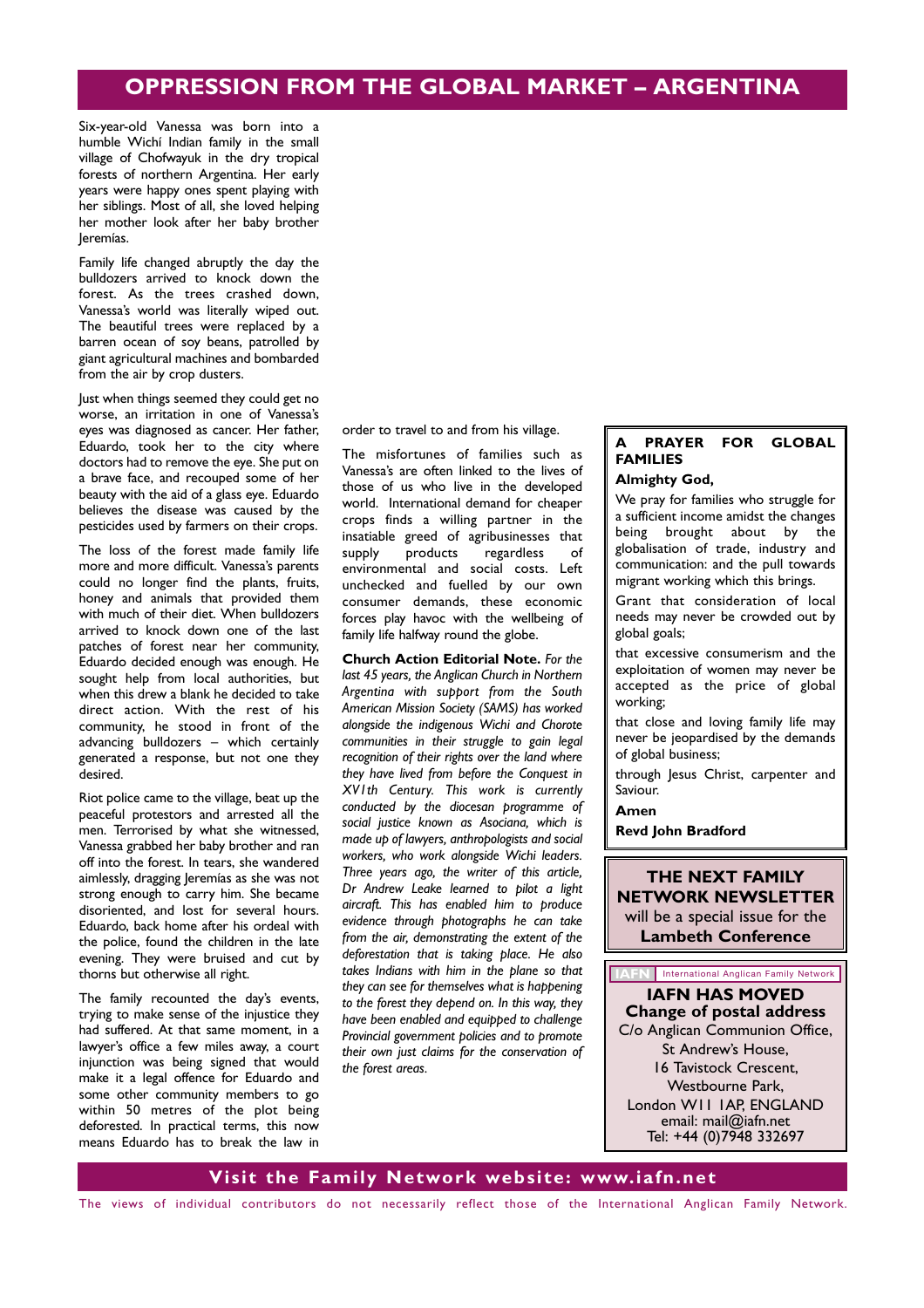# OPPRESSION FROM THE GLOBAL MARKET – ARGENTINA

Six-year-old Vanessa was born into a humble Wichí Indian family in the small village of Chofwayuk in the dry tropical forests of northern Argentina. Her early years were happy ones spent playing with her siblings. Most of all, she loved helping her mother look after her baby brother Jeremías.

Family life changed abruptly the day the bulldozers arrived to knock down the forest. As the trees crashed down, Vanessa's world was literally wiped out. The beautiful trees were replaced by a barren ocean of soy beans, patrolled by giant agricultural machines and bombarded from the air by crop dusters.

Just when things seemed they could get no worse, an irritation in one of Vanessa's eyes was diagnosed as cancer. Her father, Eduardo, took her to the city where doctors had to remove the eye. She put on a brave face, and recouped some of her beauty with the aid of a glass eye. Eduardo believes the disease was caused by the pesticides used by farmers on their crops.

The loss of the forest made family life more and more difficult. Vanessa's parents could no longer find the plants, fruits, honey and animals that provided them with much of their diet. When bulldozers arrived to knock down one of the last patches of forest near her community, Eduardo decided enough was enough. He sought help from local authorities, but when this drew a blank he decided to take direct action. With the rest of his community, he stood in front of the advancing bulldozers – which certainly generated a response, but not one they desired.

Riot police came to the village, beat up the peaceful protestors and arrested all the men. Terrorised by what she witnessed, Vanessa grabbed her baby brother and ran off into the forest. In tears, she wandered aimlessly, dragging Jeremías as she was not strong enough to carry him. She became disoriented, and lost for several hours. Eduardo, back home after his ordeal with the police, found the children in the late evening. They were bruised and cut by thorns but otherwise all right.

The family recounted the day's events, trying to make sense of the injustice they had suffered. At that same moment, in a lawyer's office a few miles away, a court injunction was being signed that would make it a legal offence for Eduardo and some other community members to go within 50 metres of the plot being deforested. In practical terms, this now means Eduardo has to break the law in order to travel to and from his village.

The misfortunes of families such as Vanessa's are often linked to the lives of those of us who live in the developed world. International demand for cheaper crops finds a willing partner in the insatiable greed of agribusinesses that supply products regardless of environmental and social costs. Left unchecked and fuelled by our own consumer demands, these economic forces play havoc with the wellbeing of family life halfway round the globe.

**Church Action Editorial Note.** *For the last 45 years, the Anglican Church in Northern Argentina with support from the South American Mission Society (SAMS) has worked alongside the indigenous Wichi and Chorote communities in their struggle to gain legal recognition of their rights over the land where they have lived from before the Conquest in XVIth Century. This work is currently conducted by the diocesan programme of social justice known as Asociana, which is made up of lawyers, anthropologists and social workers, who work alongside Wichi leaders. Three years ago, the writer of this article, Dr Andrew Leake learned to pilot a light aircraft. This has enabled him to produce evidence through photographs he can take from the air, demonstrating the extent of the deforestation that is taking place. He also takes Indians with him in the plane so that they can see for themselves what is happening to the forest they depend on. In this way, they have been enabled and equipped to challenge Provincial government policies and to promote their own just claims for the conservation of the forest areas.*

## A PRAYER FOR GLOBAL FAMILIES

**Almighty God,**

We pray for families who struggle for a sufficient income amidst the changes being brought about by the globalisation of trade, industry and communication: and the pull towards migrant working which this brings.

Grant that consideration of local needs may never be crowded out by global goals;

that excessive consumerism and the exploitation of women may never be accepted as the price of global working;

that close and loving family life may never be jeopardised by the demands of global business;

through Jesus Christ, carpenter and Saviour.

**Amen**

**Revd John Bradford**

**THE NEXT FAMILY NETWORK NEWSLETTER** will be a special issue for the **Lambeth Conference**

IAFN International Anglican Family Network

**IAFN HAS MOVED**
**Change of postal address**
C/o Anglican Communion Office,
St Andrew's House,
16 Tavistock Crescent,
Westbourne Park,
London W11 1AP, ENGLAND
email: mail@iafn.net
Tel: +44 (0)7948 332697

**Visit the Family Network website: www.iafn.net**

The views of individual contributors do not necessarily reflect those of the International Anglican Family Network.